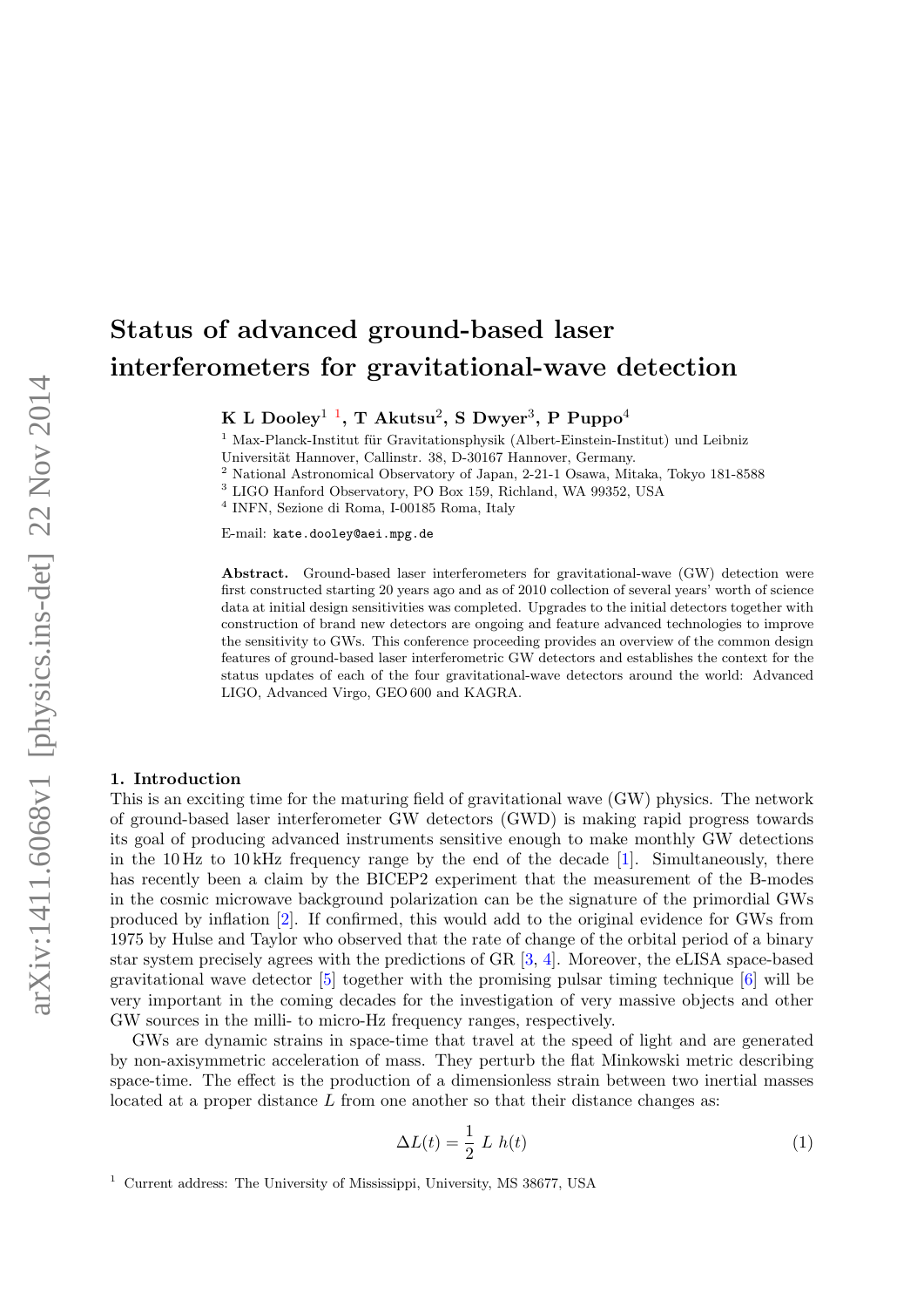# Status of advanced ground-based laser interferometers for gravitational-wave detection

**K L Dooley**[1] [1], **T Akutsu**[2], **S Dwyer**[3], **P Puppo**[4]

[1] Max-Planck-Institut für Gravitationsphysik (Albert-Einstein-Institut) und Leibniz Universität Hannover, Callinstr. 38, D-30167 Hannover, Germany.
[2] National Astronomical Observatory of Japan, 2-21-1 Osawa, Mitaka, Tokyo 181-8588
[3] LIGO Hanford Observatory, PO Box 159, Richland, WA 99352, USA
[4] INFN, Sezione di Roma, I-00185 Roma, Italy

E-mail: kate.dooley@aei.mpg.de

**Abstract.** Ground-based laser interferometers for gravitational-wave (GW) detection were first constructed starting 20 years ago and as of 2010 collection of several years' worth of science data at initial design sensitivities was completed. Upgrades to the initial detectors together with construction of brand new detectors are ongoing and feature advanced technologies to improve the sensitivity to GWs. This conference proceeding provides an overview of the common design features of ground-based laser interferometric GW detectors and establishes the context for the status updates of each of the four gravitational-wave detectors around the world: Advanced LIGO, Advanced Virgo, GEO 600 and KAGRA.

## 1. Introduction

This is an exciting time for the maturing field of gravitational wave (GW) physics. The network of ground-based laser interferometer GW detectors (GWD) is making rapid progress towards its goal of producing advanced instruments sensitive enough to make monthly GW detections in the 10 Hz to 10 kHz frequency range by the end of the decade [1]. Simultaneously, there has recently been a claim by the BICEP2 experiment that the measurement of the B-modes in the cosmic microwave background polarization can be the signature of the primordial GWs produced by inflation [2]. If confirmed, this would add to the original evidence for GWs from 1975 by Hulse and Taylor who observed that the rate of change of the orbital period of a binary star system precisely agrees with the predictions of GR [3, 4]. Moreover, the eLISA space-based gravitational wave detector [5] together with the promising pulsar timing technique [6] will be very important in the coming decades for the investigation of very massive objects and other GW sources in the milli- to micro-Hz frequency ranges, respectively.

GWs are dynamic strains in space-time that travel at the speed of light and are generated by non-axisymmetric acceleration of mass. They perturb the flat Minkowski metric describing space-time. The effect is the production of a dimensionless strain between two inertial masses located at a proper distance $L$ from one another so that their distance changes as:

$$\Delta L(t) = \frac{1}{2}\, L\, h(t) \tag{1}$$

[1] Current address: The University of Mississippi, University, MS 38677, USA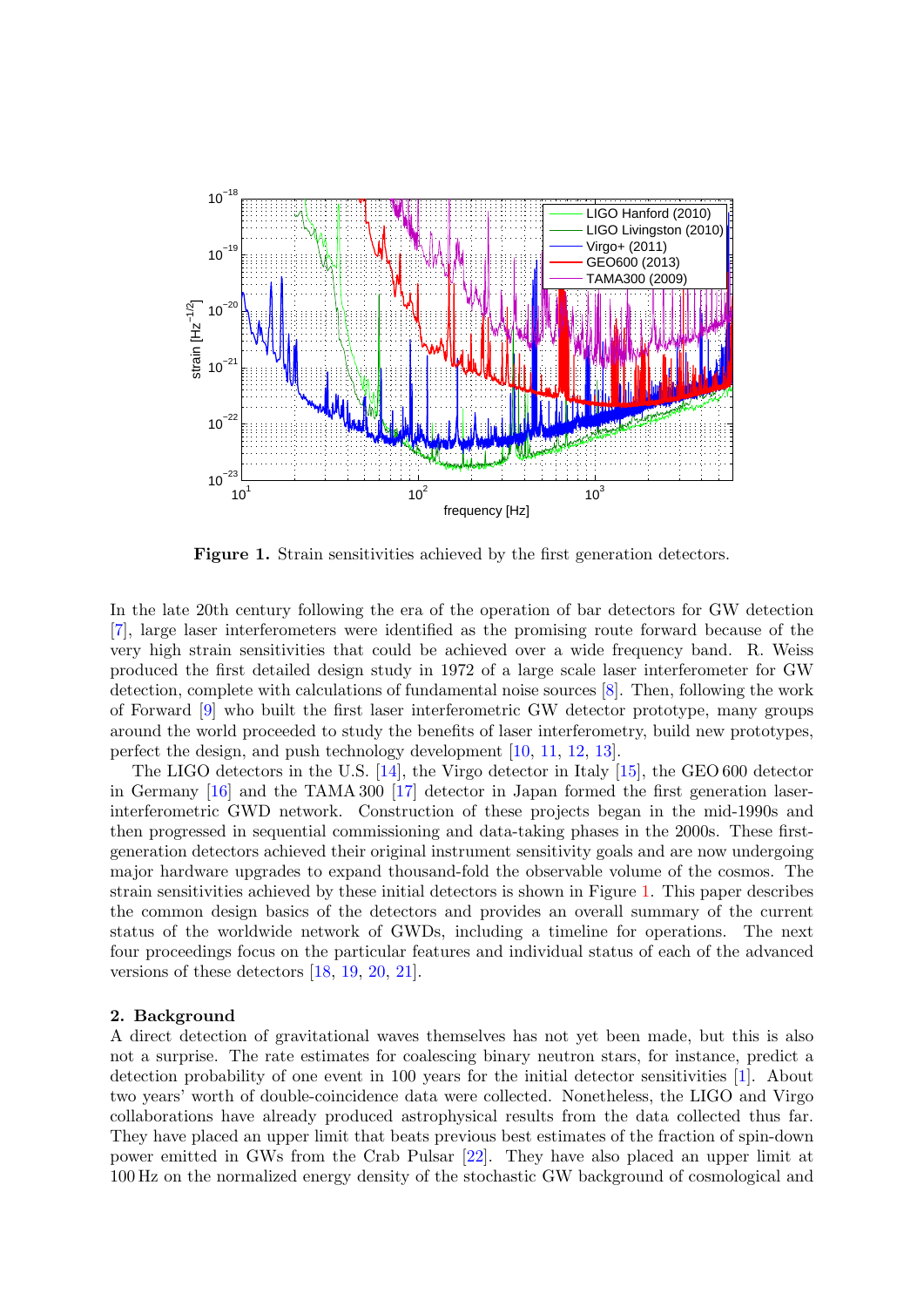**Figure 1.** Strain sensitivities achieved by the first generation detectors.

In the late 20th century following the era of the operation of bar detectors for GW detection [7], large laser interferometers were identified as the promising route forward because of the very high strain sensitivities that could be achieved over a wide frequency band. R. Weiss produced the first detailed design study in 1972 of a large scale laser interferometer for GW detection, complete with calculations of fundamental noise sources [8]. Then, following the work of Forward [9] who built the first laser interferometric GW detector prototype, many groups around the world proceeded to study the benefits of laser interferometry, build new prototypes, perfect the design, and push technology development [10, 11, 12, 13].

The LIGO detectors in the U.S. [14], the Virgo detector in Italy [15], the GEO 600 detector in Germany [16] and the TAMA 300 [17] detector in Japan formed the first generation laser-interferometric GWD network. Construction of these projects began in the mid-1990s and then progressed in sequential commissioning and data-taking phases in the 2000s. These first-generation detectors achieved their original instrument sensitivity goals and are now undergoing major hardware upgrades to expand thousand-fold the observable volume of the cosmos. The strain sensitivities achieved by these initial detectors is shown in Figure 1. This paper describes the common design basics of the detectors and provides an overall summary of the current status of the worldwide network of GWDs, including a timeline for operations. The next four proceedings focus on the particular features and individual status of each of the advanced versions of these detectors [18, 19, 20, 21].

## 2. Background

A direct detection of gravitational waves themselves has not yet been made, but this is also not a surprise. The rate estimates for coalescing binary neutron stars, for instance, predict a detection probability of one event in 100 years for the initial detector sensitivities [1]. About two years' worth of double-coincidence data were collected. Nonetheless, the LIGO and Virgo collaborations have already produced astrophysical results from the data collected thus far. They have placed an upper limit that beats previous best estimates of the fraction of spin-down power emitted in GWs from the Crab Pulsar [22]. They have also placed an upper limit at 100 Hz on the normalized energy density of the stochastic GW background of cosmological and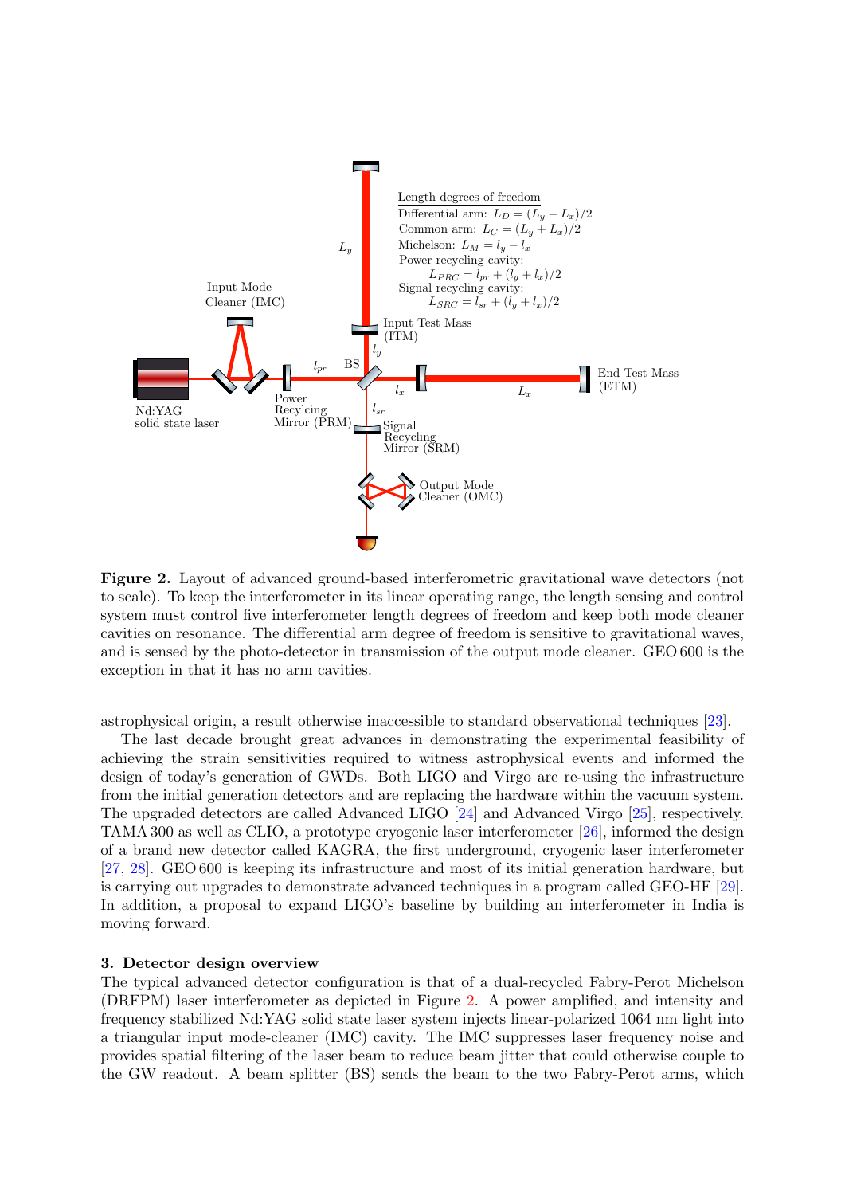**Figure 2.** Layout of advanced ground-based interferometric gravitational wave detectors (not to scale). To keep the interferometer in its linear operating range, the length sensing and control system must control five interferometer length degrees of freedom and keep both mode cleaner cavities on resonance. The differential arm degree of freedom is sensitive to gravitational waves, and is sensed by the photo-detector in transmission of the output mode cleaner. GEO 600 is the exception in that it has no arm cavities.

astrophysical origin, a result otherwise inaccessible to standard observational techniques [23].

The last decade brought great advances in demonstrating the experimental feasibility of achieving the strain sensitivities required to witness astrophysical events and informed the design of today's generation of GWDs. Both LIGO and Virgo are re-using the infrastructure from the initial generation detectors and are replacing the hardware within the vacuum system. The upgraded detectors are called Advanced LIGO [24] and Advanced Virgo [25], respectively. TAMA 300 as well as CLIO, a prototype cryogenic laser interferometer [26], informed the design of a brand new detector called KAGRA, the first underground, cryogenic laser interferometer [27, 28]. GEO 600 is keeping its infrastructure and most of its initial generation hardware, but is carrying out upgrades to demonstrate advanced techniques in a program called GEO-HF [29]. In addition, a proposal to expand LIGO's baseline by building an interferometer in India is moving forward.

## 3. Detector design overview

The typical advanced detector configuration is that of a dual-recycled Fabry-Perot Michelson (DRFPM) laser interferometer as depicted in Figure 2. A power amplified, and intensity and frequency stabilized Nd:YAG solid state laser system injects linear-polarized 1064 nm light into a triangular input mode-cleaner (IMC) cavity. The IMC suppresses laser frequency noise and provides spatial filtering of the laser beam to reduce beam jitter that could otherwise couple to the GW readout. A beam splitter (BS) sends the beam to the two Fabry-Perot arms, which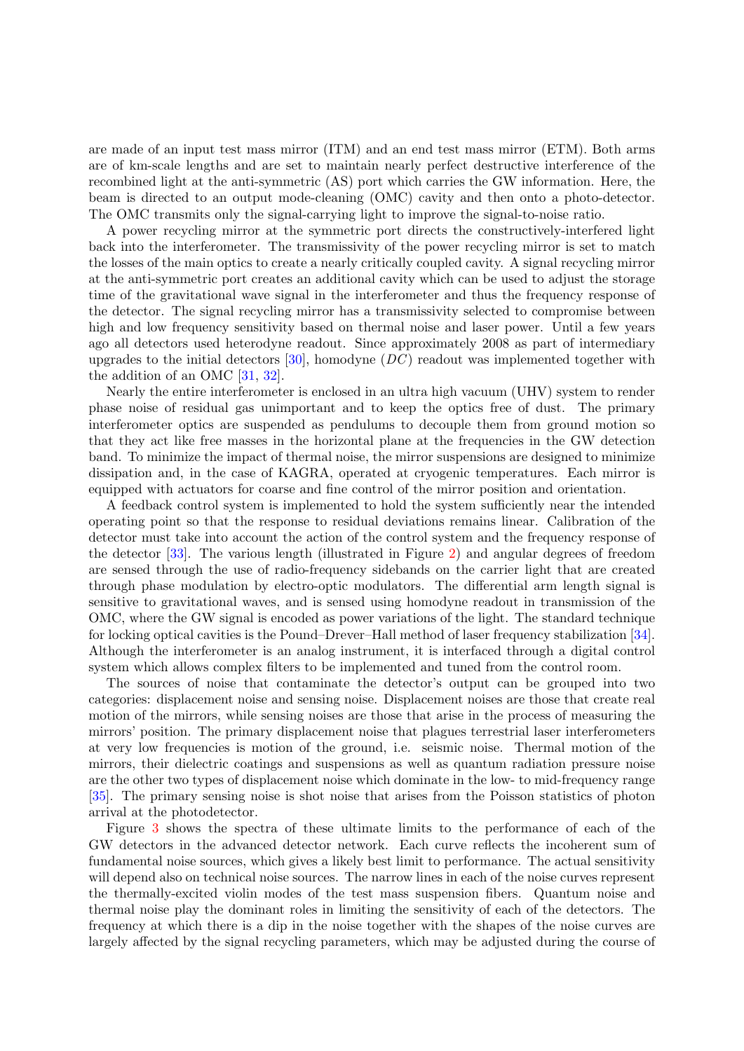are made of an input test mass mirror (ITM) and an end test mass mirror (ETM). Both arms are of km-scale lengths and are set to maintain nearly perfect destructive interference of the recombined light at the anti-symmetric (AS) port which carries the GW information. Here, the beam is directed to an output mode-cleaning (OMC) cavity and then onto a photo-detector. The OMC transmits only the signal-carrying light to improve the signal-to-noise ratio.

A power recycling mirror at the symmetric port directs the constructively-interfered light back into the interferometer. The transmissivity of the power recycling mirror is set to match the losses of the main optics to create a nearly critically coupled cavity. A signal recycling mirror at the anti-symmetric port creates an additional cavity which can be used to adjust the storage time of the gravitational wave signal in the interferometer and thus the frequency response of the detector. The signal recycling mirror has a transmissivity selected to compromise between high and low frequency sensitivity based on thermal noise and laser power. Until a few years ago all detectors used heterodyne readout. Since approximately 2008 as part of intermediary upgrades to the initial detectors [30], homodyne ($DC$) readout was implemented together with the addition of an OMC [31, 32].

Nearly the entire interferometer is enclosed in an ultra high vacuum (UHV) system to render phase noise of residual gas unimportant and to keep the optics free of dust. The primary interferometer optics are suspended as pendulums to decouple them from ground motion so that they act like free masses in the horizontal plane at the frequencies in the GW detection band. To minimize the impact of thermal noise, the mirror suspensions are designed to minimize dissipation and, in the case of KAGRA, operated at cryogenic temperatures. Each mirror is equipped with actuators for coarse and fine control of the mirror position and orientation.

A feedback control system is implemented to hold the system sufficiently near the intended operating point so that the response to residual deviations remains linear. Calibration of the detector must take into account the action of the control system and the frequency response of the detector [33]. The various length (illustrated in Figure 2) and angular degrees of freedom are sensed through the use of radio-frequency sidebands on the carrier light that are created through phase modulation by electro-optic modulators. The differential arm length signal is sensitive to gravitational waves, and is sensed using homodyne readout in transmission of the OMC, where the GW signal is encoded as power variations of the light. The standard technique for locking optical cavities is the Pound–Drever–Hall method of laser frequency stabilization [34]. Although the interferometer is an analog instrument, it is interfaced through a digital control system which allows complex filters to be implemented and tuned from the control room.

The sources of noise that contaminate the detector's output can be grouped into two categories: displacement noise and sensing noise. Displacement noises are those that create real motion of the mirrors, while sensing noises are those that arise in the process of measuring the mirrors' position. The primary displacement noise that plagues terrestrial laser interferometers at very low frequencies is motion of the ground, i.e. seismic noise. Thermal motion of the mirrors, their dielectric coatings and suspensions as well as quantum radiation pressure noise are the other two types of displacement noise which dominate in the low- to mid-frequency range [35]. The primary sensing noise is shot noise that arises from the Poisson statistics of photon arrival at the photodetector.

Figure 3 shows the spectra of these ultimate limits to the performance of each of the GW detectors in the advanced detector network. Each curve reflects the incoherent sum of fundamental noise sources, which gives a likely best limit to performance. The actual sensitivity will depend also on technical noise sources. The narrow lines in each of the noise curves represent the thermally-excited violin modes of the test mass suspension fibers. Quantum noise and thermal noise play the dominant roles in limiting the sensitivity of each of the detectors. The frequency at which there is a dip in the noise together with the shapes of the noise curves are largely affected by the signal recycling parameters, which may be adjusted during the course of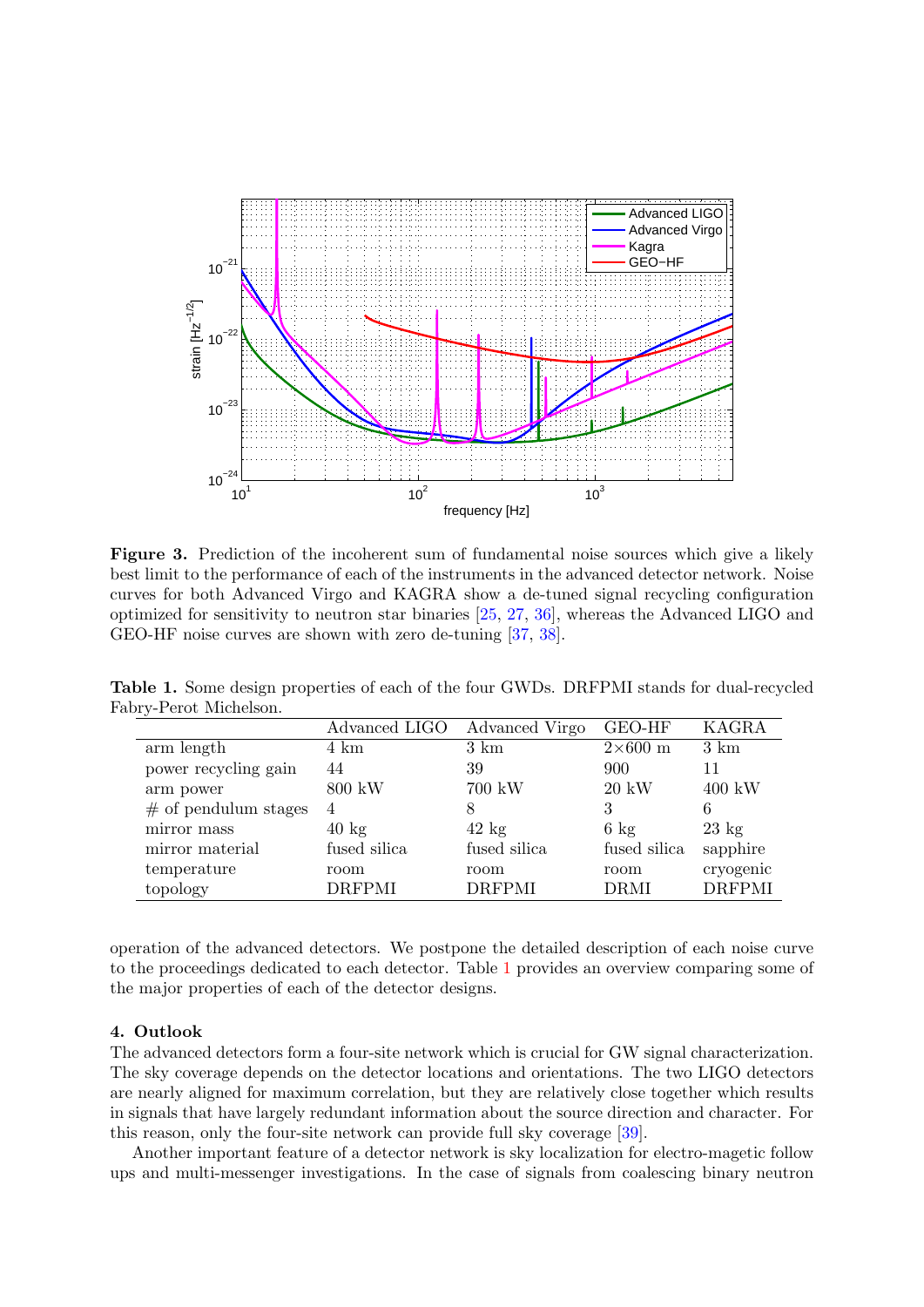**Figure 3.** Prediction of the incoherent sum of fundamental noise sources which give a likely best limit to the performance of each of the instruments in the advanced detector network. Noise curves for both Advanced Virgo and KAGRA show a de-tuned signal recycling configuration optimized for sensitivity to neutron star binaries [25, 27, 36], whereas the Advanced LIGO and GEO-HF noise curves are shown with zero de-tuning [37, 38].

**Table 1.** Some design properties of each of the four GWDs. DRFPMI stands for dual-recycled Fabry-Perot Michelson.

| | Advanced LIGO | Advanced Virgo | GEO-HF | KAGRA |
|---|---|---|---|---|
| arm length | 4 km | 3 km | $2\times600$ m | 3 km |
| power recycling gain | 44 | 39 | 900 | 11 |
| arm power | 800 kW | 700 kW | 20 kW | 400 kW |
| # of pendulum stages | 4 | 8 | 3 | 6 |
| mirror mass | 40 kg | 42 kg | 6 kg | 23 kg |
| mirror material | fused silica | fused silica | fused silica | sapphire |
| temperature | room | room | room | cryogenic |
| topology | DRFPMI | DRFPMI | DRMI | DRFPMI |

operation of the advanced detectors. We postpone the detailed description of each noise curve to the proceedings dedicated to each detector. Table 1 provides an overview comparing some of the major properties of each of the detector designs.

## 4. Outlook

The advanced detectors form a four-site network which is crucial for GW signal characterization. The sky coverage depends on the detector locations and orientations. The two LIGO detectors are nearly aligned for maximum correlation, but they are relatively close together which results in signals that have largely redundant information about the source direction and character. For this reason, only the four-site network can provide full sky coverage [39].

Another important feature of a detector network is sky localization for electro-magetic follow ups and multi-messenger investigations. In the case of signals from coalescing binary neutron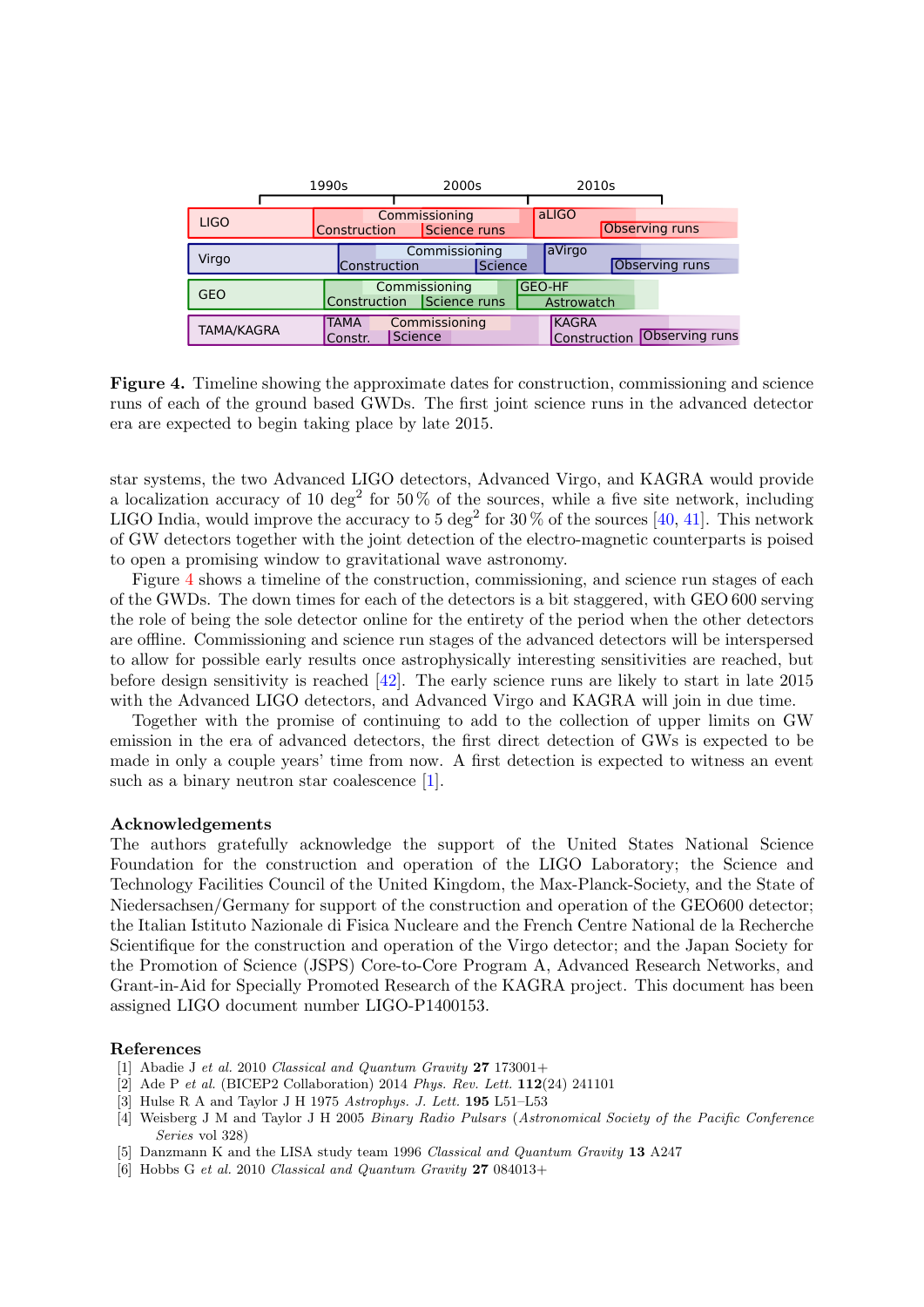Figure 4. Timeline showing the approximate dates for construction, commissioning and science runs of each of the ground based GWDs. The first joint science runs in the advanced detector era are expected to begin taking place by late 2015.

star systems, the two Advanced LIGO detectors, Advanced Virgo, and KAGRA would provide a localization accuracy of 10 deg$^2$ for 50 % of the sources, while a five site network, including LIGO India, would improve the accuracy to 5 deg$^2$ for 30 % of the sources [40, 41]. This network of GW detectors together with the joint detection of the electro-magnetic counterparts is poised to open a promising window to gravitational wave astronomy.

Figure 4 shows a timeline of the construction, commissioning, and science run stages of each of the GWDs. The down times for each of the detectors is a bit staggered, with GEO 600 serving the role of being the sole detector online for the entirety of the period when the other detectors are offline. Commissioning and science run stages of the advanced detectors will be interspersed to allow for possible early results once astrophysically interesting sensitivities are reached, but before design sensitivity is reached [42]. The early science runs are likely to start in late 2015 with the Advanced LIGO detectors, and Advanced Virgo and KAGRA will join in due time.

Together with the promise of continuing to add to the collection of upper limits on GW emission in the era of advanced detectors, the first direct detection of GWs is expected to be made in only a couple years' time from now. A first detection is expected to witness an event such as a binary neutron star coalescence [1].

## Acknowledgements

The authors gratefully acknowledge the support of the United States National Science Foundation for the construction and operation of the LIGO Laboratory; the Science and Technology Facilities Council of the United Kingdom, the Max-Planck-Society, and the State of Niedersachsen/Germany for support of the construction and operation of the GEO600 detector; the Italian Istituto Nazionale di Fisica Nucleare and the French Centre National de la Recherche Scientifique for the construction and operation of the Virgo detector; and the Japan Society for the Promotion of Science (JSPS) Core-to-Core Program A, Advanced Research Networks, and Grant-in-Aid for Specially Promoted Research of the KAGRA project. This document has been assigned LIGO document number LIGO-P1400153.

## References

[1] Abadie J *et al.* 2010 *Classical and Quantum Gravity* **27** 173001+

[2] Ade P *et al.* (BICEP2 Collaboration) 2014 *Phys. Rev. Lett.* **112**(24) 241101

[3] Hulse R A and Taylor J H 1975 *Astrophys. J. Lett.* **195** L51–L53

[4] Weisberg J M and Taylor J H 2005 *Binary Radio Pulsars* (*Astronomical Society of the Pacific Conference Series* vol 328)

[5] Danzmann K and the LISA study team 1996 *Classical and Quantum Gravity* **13** A247

[6] Hobbs G *et al.* 2010 *Classical and Quantum Gravity* **27** 084013+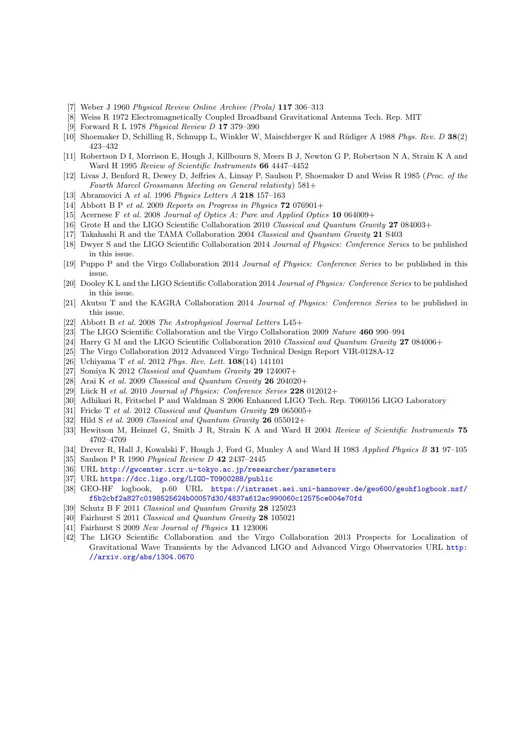[7] Weber J 1960 *Physical Review Online Archive (Prola)* **117** 306–313

[8] Weiss R 1972 Electromagnetically Coupled Broadband Gravitational Antenna Tech. Rep. MIT

[9] Forward R L 1978 *Physical Review D* **17** 379–390

[10] Shoemaker D, Schilling R, Schnupp L, Winkler W, Maischberger K and Rüdiger A 1988 *Phys. Rev. D* **38**(2) 423–432

[11] Robertson D I, Morrison E, Hough J, Killbourn S, Meers B J, Newton G P, Robertson N A, Strain K A and Ward H 1995 *Review of Scientific Instruments* **66** 4447–4452

[12] Livas J, Benford R, Dewey D, Jeffries A, Linsay P, Saulson P, Shoemaker D and Weiss R 1985 (*Proc. of the Fourth Marcel Grossmann Meeting on General relativity*) 581+

[13] Abramovici A *et al.* 1996 *Physics Letters A* **218** 157–163

[14] Abbott B P *et al.* 2009 *Reports on Progress in Physics* **72** 076901+

[15] Acernese F *et al.* 2008 *Journal of Optics A: Pure and Applied Optics* **10** 064009+

[16] Grote H and the LIGO Scientific Collaboration 2010 *Classical and Quantum Gravity* **27** 084003+

[17] Takahashi R and the TAMA Collaboration 2004 *Classical and Quantum Gravity* **21** S403

[18] Dwyer S and the LIGO Scientific Collaboration 2014 *Journal of Physics: Conference Series* to be published in this issue.

[19] Puppo P and the Virgo Collaboration 2014 *Journal of Physics: Conference Series* to be published in this issue.

[20] Dooley K L and the LIGO Scientific Collaboration 2014 *Journal of Physics: Conference Series* to be published in this issue.

[21] Akutsu T and the KAGRA Collaboration 2014 *Journal of Physics: Conference Series* to be published in this issue.

[22] Abbott B *et al.* 2008 *The Astrophysical Journal Letters* L45+

[23] The LIGO Scientific Collaboration and the Virgo Collaboration 2009 *Nature* **460** 990–994

[24] Harry G M and the LIGO Scientific Collaboration 2010 *Classical and Quantum Gravity* **27** 084006+

[25] The Virgo Collaboration 2012 Advanced Virgo Technical Design Report VIR-0128A-12

[26] Uchiyama T *et al.* 2012 *Phys. Rev. Lett.* **108**(14) 141101

[27] Somiya K 2012 *Classical and Quantum Gravity* **29** 124007+

[28] Arai K *et al.* 2009 *Classical and Quantum Gravity* **26** 204020+

[29] Lück H *et al.* 2010 *Journal of Physics: Conference Series* **228** 012012+

[30] Adhikari R, Fritschel P and Waldman S 2006 Enhanced LIGO Tech. Rep. T060156 LIGO Laboratory

[31] Fricke T *et al.* 2012 *Classical and Quantum Gravity* **29** 065005+

[32] Hild S *et al.* 2009 *Classical and Quantum Gravity* **26** 055012+

[33] Hewitson M, Heinzel G, Smith J R, Strain K A and Ward H 2004 *Review of Scientific Instruments* **75** 4702–4709

[34] Drever R, Hall J, Kowalski F, Hough J, Ford G, Munley A and Ward H 1983 *Applied Physics B* **31** 97–105

[35] Saulson P R 1990 *Physical Review D* **42** 2437–2445

[36] URL http://gwcenter.icrr.u-tokyo.ac.jp/researcher/parameters

[37] URL https://dcc.ligo.org/LIGO-T0900288/public

[38] GEO-HF logbook, p.60 URL https://intranet.aei.uni-hannover.de/geo600/geohflogbook.nsf/f5b2cbf2a827c0198525624b00057d30/4837a612ac990060c12575ce004e70fd

[39] Schutz B F 2011 *Classical and Quantum Gravity* **28** 125023

[40] Fairhurst S 2011 *Classical and Quantum Gravity* **28** 105021

[41] Fairhurst S 2009 *New Journal of Physics* **11** 123006

[42] The LIGO Scientific Collaboration and the Virgo Collaboration 2013 Prospects for Localization of Gravitational Wave Transients by the Advanced LIGO and Advanced Virgo Observatories URL http://arxiv.org/abs/1304.0670